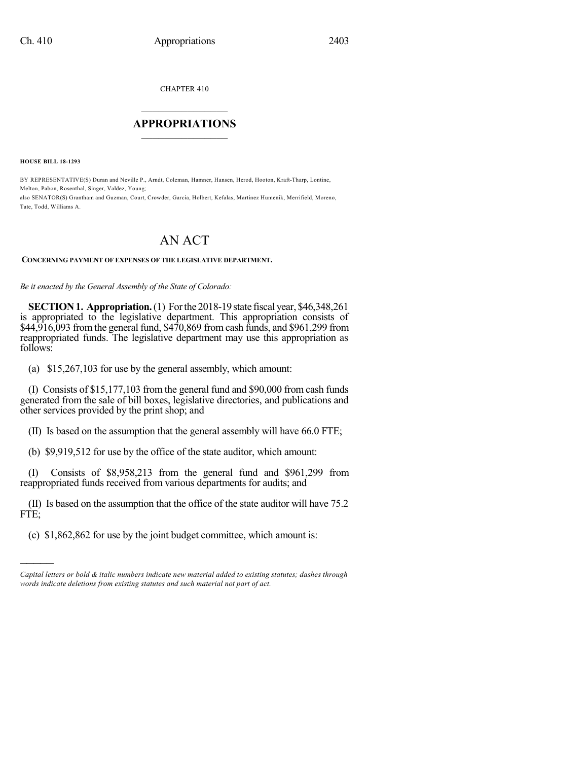CHAPTER 410

# APPROPRIATIONS

**HOUSE BILL 18-1293**

BY REPRESENTATIVE(S) Duran and Neville P., Arndt, Coleman, Hamner, Hansen, Herod, Hooton, Kraft-Tharp, Lontine, Melton, Pabon, Rosenthal, Singer, Valdez, Young;
also SENATOR(S) Grantham and Guzman, Court, Crowder, Garcia, Holbert, Kefalas, Martinez Humenik, Merrifield, Moreno, Tate, Todd, Williams A.

# AN ACT

**CONCERNING PAYMENT OF EXPENSES OF THE LEGISLATIVE DEPARTMENT.**

*Be it enacted by the General Assembly of the State of Colorado:*

**SECTION 1. Appropriation.** (1) For the 2018-19 state fiscal year, $46,348,261 is appropriated to the legislative department. This appropriation consists of $44,916,093 from the general fund, $470,869 from cash funds, and $961,299 from reappropriated funds. The legislative department may use this appropriation as follows:

(a) $15,267,103 for use by the general assembly, which amount:

(I) Consists of $15,177,103 from the general fund and $90,000 from cash funds generated from the sale of bill boxes, legislative directories, and publications and other services provided by the print shop; and

(II) Is based on the assumption that the general assembly will have 66.0 FTE;

(b) $9,919,512 for use by the office of the state auditor, which amount:

(I) Consists of $8,958,213 from the general fund and $961,299 from reappropriated funds received from various departments for audits; and

(II) Is based on the assumption that the office of the state auditor will have 75.2 FTE;

(c) $1,862,862 for use by the joint budget committee, which amount is:

*Capital letters or bold & italic numbers indicate new material added to existing statutes; dashes through words indicate deletions from existing statutes and such material not part of act.*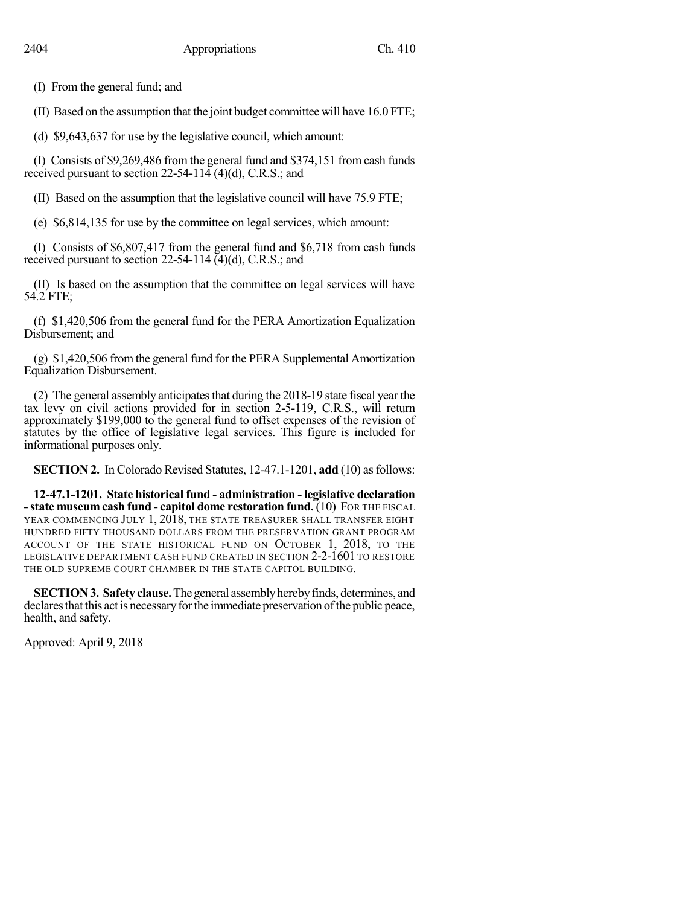(I) From the general fund; and

(II) Based on the assumption that the joint budget committee will have 16.0 FTE;

(d) $9,643,637 for use by the legislative council, which amount:

(I) Consists of $9,269,486 from the general fund and $374,151 from cash funds received pursuant to section 22-54-114 (4)(d), C.R.S.; and

(II) Based on the assumption that the legislative council will have 75.9 FTE;

(e) $6,814,135 for use by the committee on legal services, which amount:

(I) Consists of $6,807,417 from the general fund and $6,718 from cash funds received pursuant to section 22-54-114 (4)(d), C.R.S.; and

(II) Is based on the assumption that the committee on legal services will have 54.2 FTE;

(f) $1,420,506 from the general fund for the PERA Amortization Equalization Disbursement; and

(g) $1,420,506 from the general fund for the PERA Supplemental Amortization Equalization Disbursement.

(2) The general assembly anticipates that during the 2018-19 state fiscal year the tax levy on civil actions provided for in section 2-5-119, C.R.S., will return approximately $199,000 to the general fund to offset expenses of the revision of statutes by the office of legislative legal services. This figure is included for informational purposes only.

**SECTION 2.** In Colorado Revised Statutes, 12-47.1-1201, **add** (10) as follows:

**12-47.1-1201. State historical fund - administration - legislative declaration - state museum cash fund - capitol dome restoration fund.** (10) FOR THE FISCAL YEAR COMMENCING JULY 1, 2018, THE STATE TREASURER SHALL TRANSFER EIGHT HUNDRED FIFTY THOUSAND DOLLARS FROM THE PRESERVATION GRANT PROGRAM ACCOUNT OF THE STATE HISTORICAL FUND ON OCTOBER 1, 2018, TO THE LEGISLATIVE DEPARTMENT CASH FUND CREATED IN SECTION 2-2-1601 TO RESTORE THE OLD SUPREME COURT CHAMBER IN THE STATE CAPITOL BUILDING.

**SECTION 3. Safety clause.** The general assembly hereby finds, determines, and declares that this act is necessary for the immediate preservation of the public peace, health, and safety.

Approved: April 9, 2018